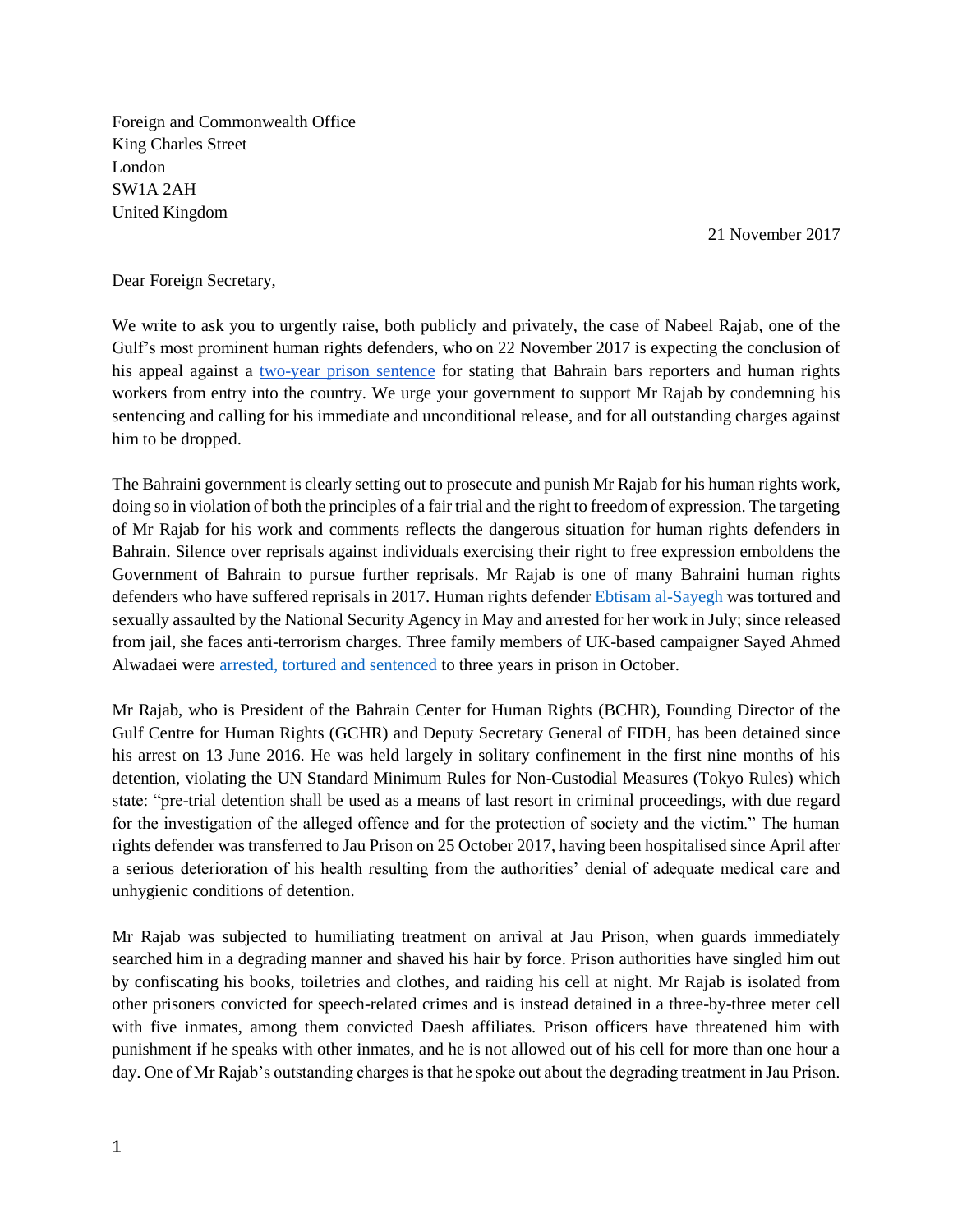Foreign and Commonwealth Office
King Charles Street
London
SW1A 2AH
United Kingdom

21 November 2017

Dear Foreign Secretary,

We write to ask you to urgently raise, both publicly and privately, the case of Nabeel Rajab, one of the Gulf's most prominent human rights defenders, who on 22 November 2017 is expecting the conclusion of his appeal against a two-year prison sentence for stating that Bahrain bars reporters and human rights workers from entry into the country. We urge your government to support Mr Rajab by condemning his sentencing and calling for his immediate and unconditional release, and for all outstanding charges against him to be dropped.

The Bahraini government is clearly setting out to prosecute and punish Mr Rajab for his human rights work, doing so in violation of both the principles of a fair trial and the right to freedom of expression. The targeting of Mr Rajab for his work and comments reflects the dangerous situation for human rights defenders in Bahrain. Silence over reprisals against individuals exercising their right to free expression emboldens the Government of Bahrain to pursue further reprisals. Mr Rajab is one of many Bahraini human rights defenders who have suffered reprisals in 2017. Human rights defender Ebtisam al-Sayegh was tortured and sexually assaulted by the National Security Agency in May and arrested for her work in July; since released from jail, she faces anti-terrorism charges. Three family members of UK-based campaigner Sayed Ahmed Alwadaei were arrested, tortured and sentenced to three years in prison in October.

Mr Rajab, who is President of the Bahrain Center for Human Rights (BCHR), Founding Director of the Gulf Centre for Human Rights (GCHR) and Deputy Secretary General of FIDH, has been detained since his arrest on 13 June 2016. He was held largely in solitary confinement in the first nine months of his detention, violating the UN Standard Minimum Rules for Non-Custodial Measures (Tokyo Rules) which state: "pre-trial detention shall be used as a means of last resort in criminal proceedings, with due regard for the investigation of the alleged offence and for the protection of society and the victim." The human rights defender was transferred to Jau Prison on 25 October 2017, having been hospitalised since April after a serious deterioration of his health resulting from the authorities' denial of adequate medical care and unhygienic conditions of detention.

Mr Rajab was subjected to humiliating treatment on arrival at Jau Prison, when guards immediately searched him in a degrading manner and shaved his hair by force. Prison authorities have singled him out by confiscating his books, toiletries and clothes, and raiding his cell at night. Mr Rajab is isolated from other prisoners convicted for speech-related crimes and is instead detained in a three-by-three meter cell with five inmates, among them convicted Daesh affiliates. Prison officers have threatened him with punishment if he speaks with other inmates, and he is not allowed out of his cell for more than one hour a day. One of Mr Rajab's outstanding charges is that he spoke out about the degrading treatment in Jau Prison.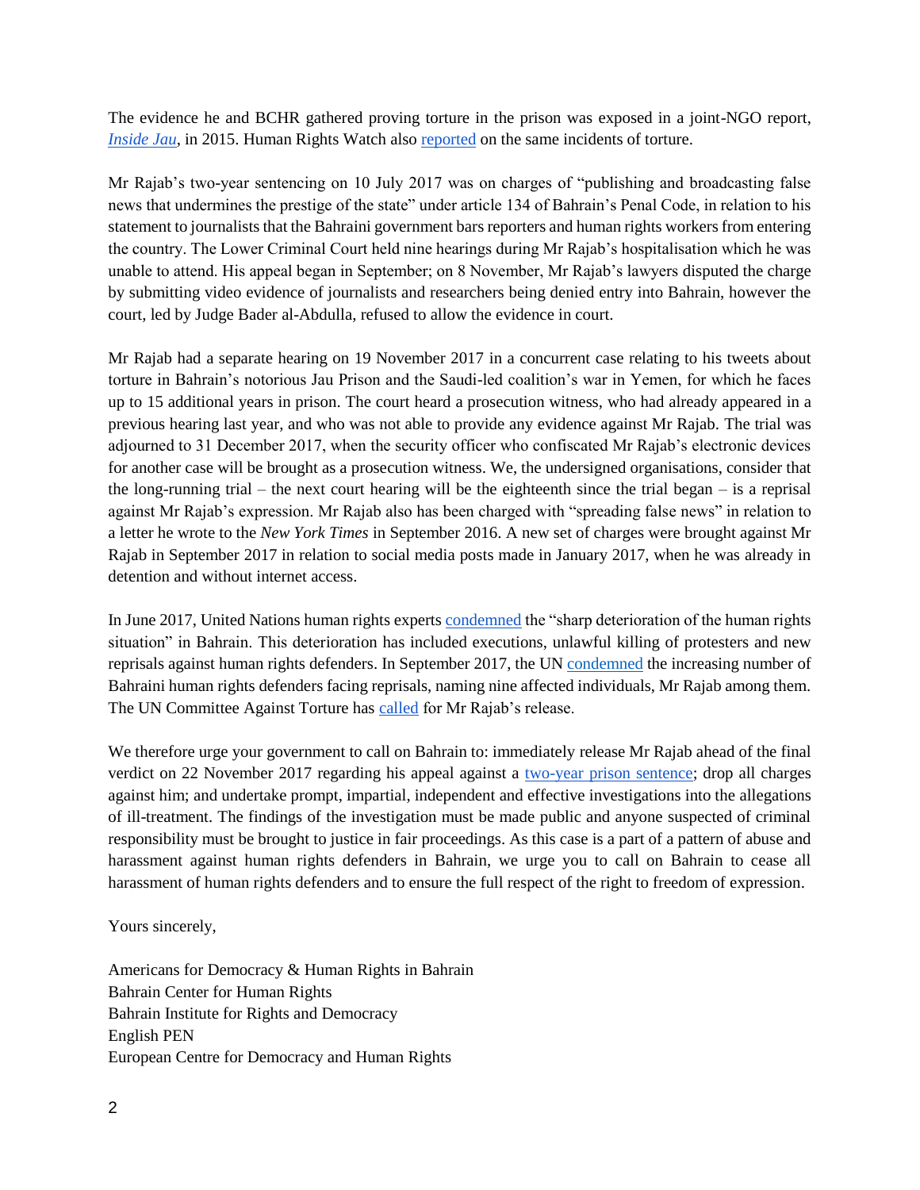The evidence he and BCHR gathered proving torture in the prison was exposed in a joint-NGO report, *Inside Jau*, in 2015. Human Rights Watch also reported on the same incidents of torture.

Mr Rajab's two-year sentencing on 10 July 2017 was on charges of "publishing and broadcasting false news that undermines the prestige of the state" under article 134 of Bahrain's Penal Code, in relation to his statement to journalists that the Bahraini government bars reporters and human rights workers from entering the country. The Lower Criminal Court held nine hearings during Mr Rajab's hospitalisation which he was unable to attend. His appeal began in September; on 8 November, Mr Rajab's lawyers disputed the charge by submitting video evidence of journalists and researchers being denied entry into Bahrain, however the court, led by Judge Bader al-Abdulla, refused to allow the evidence in court.

Mr Rajab had a separate hearing on 19 November 2017 in a concurrent case relating to his tweets about torture in Bahrain's notorious Jau Prison and the Saudi-led coalition's war in Yemen, for which he faces up to 15 additional years in prison. The court heard a prosecution witness, who had already appeared in a previous hearing last year, and who was not able to provide any evidence against Mr Rajab. The trial was adjourned to 31 December 2017, when the security officer who confiscated Mr Rajab's electronic devices for another case will be brought as a prosecution witness. We, the undersigned organisations, consider that the long-running trial – the next court hearing will be the eighteenth since the trial began – is a reprisal against Mr Rajab's expression. Mr Rajab also has been charged with "spreading false news" in relation to a letter he wrote to the *New York Times* in September 2016. A new set of charges were brought against Mr Rajab in September 2017 in relation to social media posts made in January 2017, when he was already in detention and without internet access.

In June 2017, United Nations human rights experts condemned the "sharp deterioration of the human rights situation" in Bahrain. This deterioration has included executions, unlawful killing of protesters and new reprisals against human rights defenders. In September 2017, the UN condemned the increasing number of Bahraini human rights defenders facing reprisals, naming nine affected individuals, Mr Rajab among them. The UN Committee Against Torture has called for Mr Rajab's release.

We therefore urge your government to call on Bahrain to: immediately release Mr Rajab ahead of the final verdict on 22 November 2017 regarding his appeal against a two-year prison sentence; drop all charges against him; and undertake prompt, impartial, independent and effective investigations into the allegations of ill-treatment. The findings of the investigation must be made public and anyone suspected of criminal responsibility must be brought to justice in fair proceedings. As this case is a part of a pattern of abuse and harassment against human rights defenders in Bahrain, we urge you to call on Bahrain to cease all harassment of human rights defenders and to ensure the full respect of the right to freedom of expression.

Yours sincerely,

Americans for Democracy & Human Rights in Bahrain
Bahrain Center for Human Rights
Bahrain Institute for Rights and Democracy
English PEN
European Centre for Democracy and Human Rights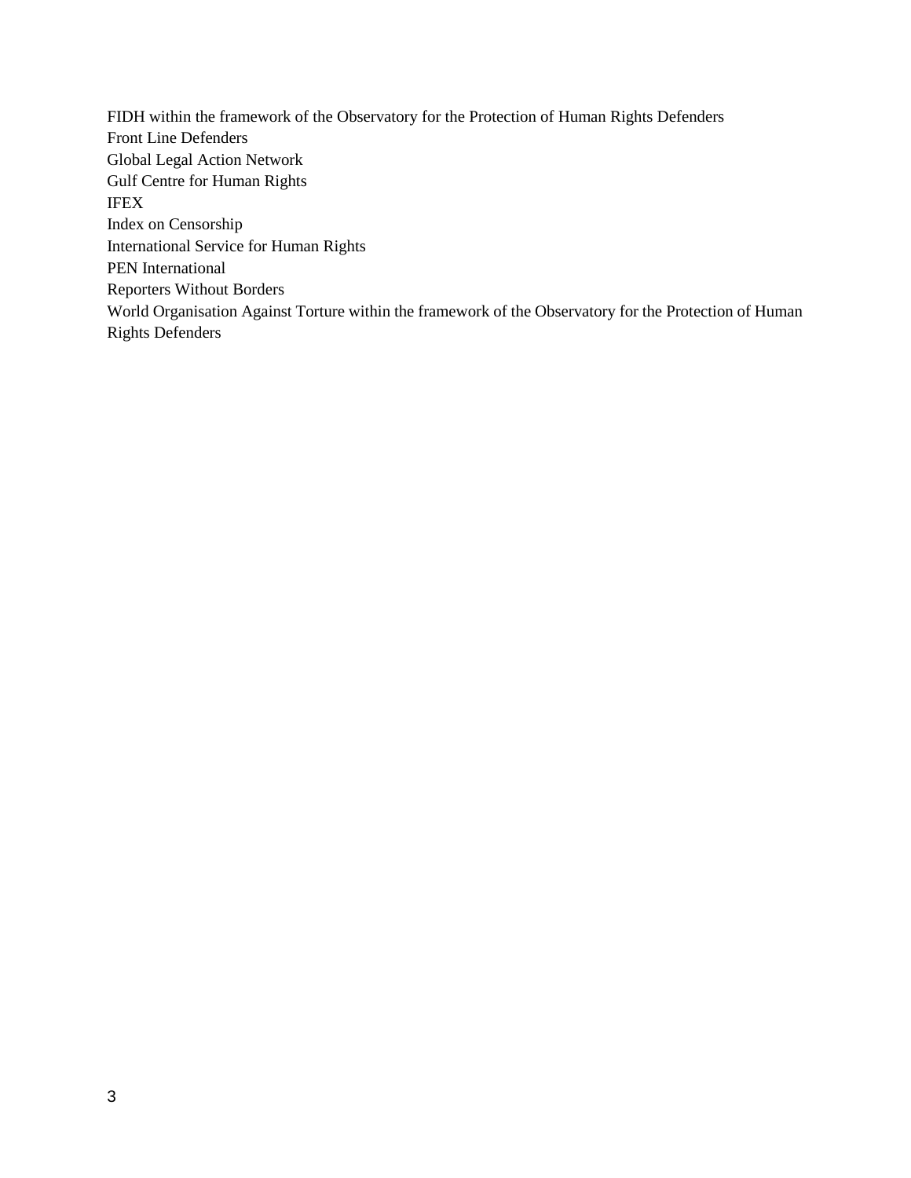FIDH within the framework of the Observatory for the Protection of Human Rights Defenders
Front Line Defenders
Global Legal Action Network
Gulf Centre for Human Rights
IFEX
Index on Censorship
International Service for Human Rights
PEN International
Reporters Without Borders
World Organisation Against Torture within the framework of the Observatory for the Protection of Human Rights Defenders